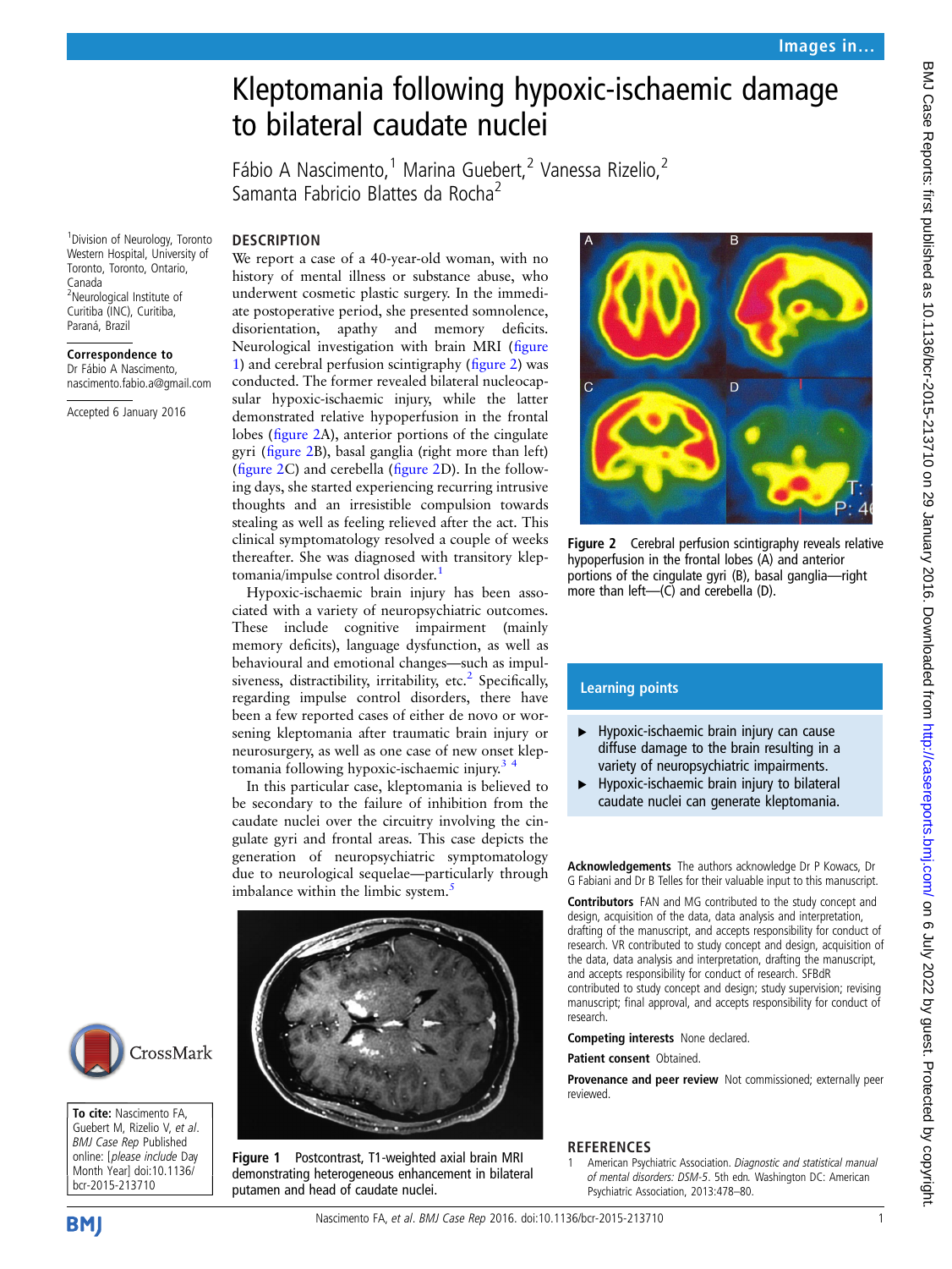# Kleptomania following hypoxic-ischaemic damage to bilateral caudate nuclei

Fábio A Nascimento,[1] Marina Guebert,[2] Vanessa Rizelio,[2] Samanta Fabricio Blattes da Rocha[2]

[1]Division of Neurology, Toronto Western Hospital, University of Toronto, Toronto, Ontario, Canada
[2]Neurological Institute of Curitiba (INC), Curitiba, Paraná, Brazil

**Correspondence to**
Dr Fábio A Nascimento, nascimento.fabio.a@gmail.com

Accepted 6 January 2016

## DESCRIPTION

We report a case of a 40-year-old woman, with no history of mental illness or substance abuse, who underwent cosmetic plastic surgery. In the immediate postoperative period, she presented somnolence, disorientation, apathy and memory deficits. Neurological investigation with brain MRI (figure 1) and cerebral perfusion scintigraphy (figure 2) was conducted. The former revealed bilateral nucleocapsular hypoxic-ischaemic injury, while the latter demonstrated relative hypoperfusion in the frontal lobes (figure 2A), anterior portions of the cingulate gyri (figure 2B), basal ganglia (right more than left) (figure 2C) and cerebella (figure 2D). In the following days, she started experiencing recurring intrusive thoughts and an irresistible compulsion towards stealing as well as feeling relieved after the act. This clinical symptomatology resolved a couple of weeks thereafter. She was diagnosed with transitory kleptomania/impulse control disorder.[1]

Hypoxic-ischaemic brain injury has been associated with a variety of neuropsychiatric outcomes. These include cognitive impairment (mainly memory deficits), language dysfunction, as well as behavioural and emotional changes—such as impulsiveness, distractibility, irritability, etc.[2] Specifically, regarding impulse control disorders, there have been a few reported cases of either de novo or worsening kleptomania after traumatic brain injury or neurosurgery, as well as one case of new onset kleptomania following hypoxic-ischaemic injury.[3 4]

In this particular case, kleptomania is believed to be secondary to the failure of inhibition from the caudate nuclei over the circuitry involving the cingulate gyri and frontal areas. This case depicts the generation of neuropsychiatric symptomatology due to neurological sequelae—particularly through imbalance within the limbic system.[5]

**Figure 1** Postcontrast, T1-weighted axial brain MRI demonstrating heterogeneous enhancement in bilateral putamen and head of caudate nuclei.

**Figure 2** Cerebral perfusion scintigraphy reveals relative hypoperfusion in the frontal lobes (A) and anterior portions of the cingulate gyri (B), basal ganglia—right more than left—(C) and cerebella (D).

### Learning points

- Hypoxic-ischaemic brain injury can cause diffuse damage to the brain resulting in a variety of neuropsychiatric impairments.
- Hypoxic-ischaemic brain injury to bilateral caudate nuclei can generate kleptomania.

**Acknowledgements** The authors acknowledge Dr P Kowacs, Dr G Fabiani and Dr B Telles for their valuable input to this manuscript.

**Contributors** FAN and MG contributed to the study concept and design, acquisition of the data, data analysis and interpretation, drafting of the manuscript, and accepts responsibility for conduct of research. VR contributed to study concept and design, acquisition of the data, data analysis and interpretation, drafting the manuscript, and accepts responsibility for conduct of research. SFBdR contributed to study concept and design; study supervision; revising manuscript; final approval, and accepts responsibility for conduct of research.

**Competing interests** None declared.

**Patient consent** Obtained.

**Provenance and peer review** Not commissioned; externally peer reviewed.

**To cite:** Nascimento FA, Guebert M, Rizelio V, *et al*. *BMJ Case Rep* Published online: [*please include* Day Month Year] doi:10.1136/bcr-2015-213710

## REFERENCES

1. American Psychiatric Association. *Diagnostic and statistical manual of mental disorders: DSM-5*. 5th edn. Washington DC: American Psychiatric Association, 2013:478–80.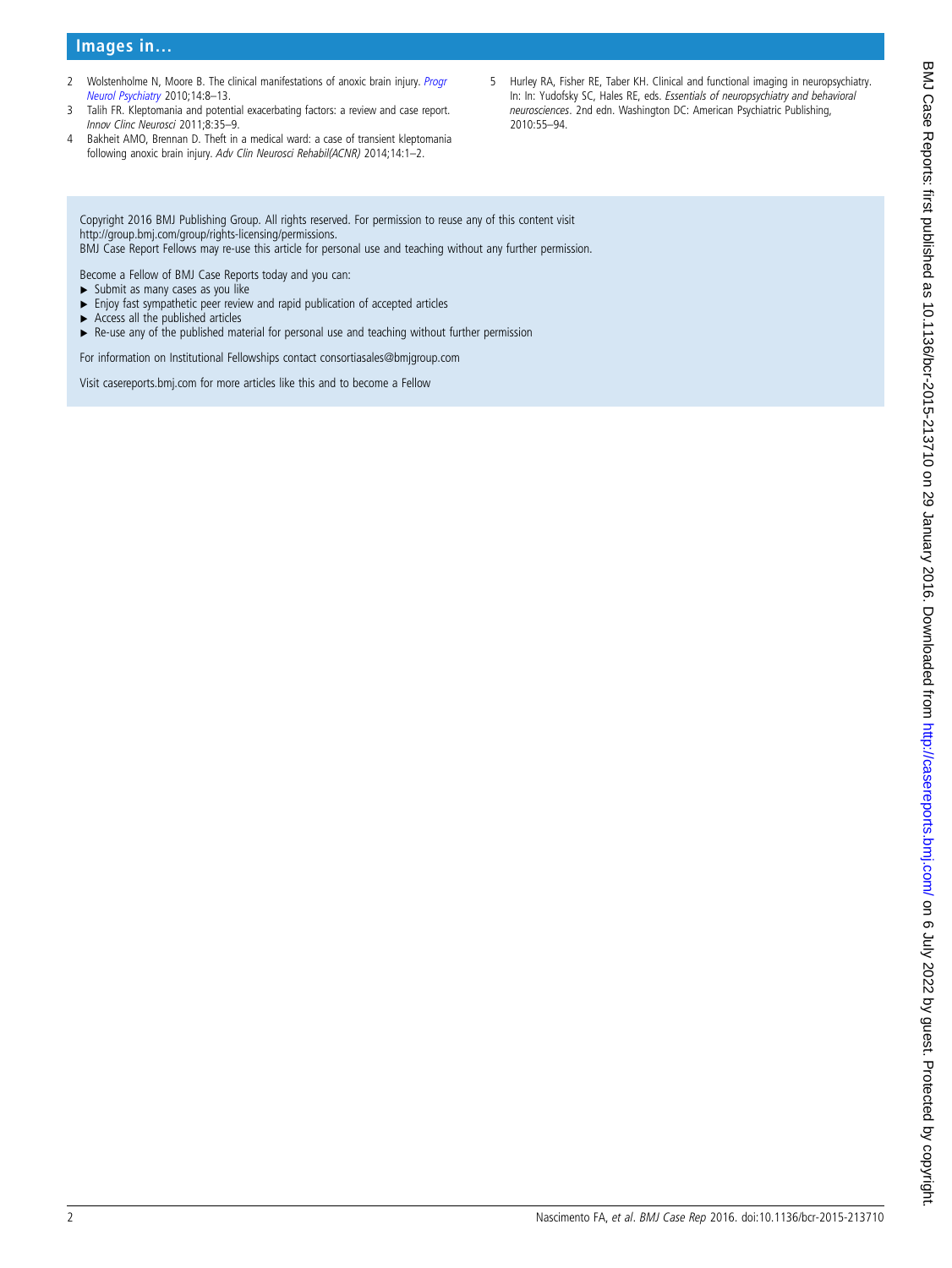2 Wolstenholme N, Moore B. The clinical manifestations of anoxic brain injury. *Progr Neurol Psychiatry* 2010;14:8–13.

3 Talih FR. Kleptomania and potential exacerbating factors: a review and case report. *Innov Clinc Neurosci* 2011;8:35–9.

4 Bakheit AMO, Brennan D. Theft in a medical ward: a case of transient kleptomania following anoxic brain injury. *Adv Clin Neurosci Rehabil(ACNR)* 2014;14:1–2.

5 Hurley RA, Fisher RE, Taber KH. Clinical and functional imaging in neuropsychiatry. In: In: Yudofsky SC, Hales RE, eds. *Essentials of neuropsychiatry and behavioral neurosciences*. 2nd edn. Washington DC: American Psychiatric Publishing, 2010:55–94.

Copyright 2016 BMJ Publishing Group. All rights reserved. For permission to reuse any of this content visit http://group.bmj.com/group/rights-licensing/permissions.
BMJ Case Report Fellows may re-use this article for personal use and teaching without any further permission.

Become a Fellow of BMJ Case Reports today and you can:

- Submit as many cases as you like
- Enjoy fast sympathetic peer review and rapid publication of accepted articles
- Access all the published articles
- Re-use any of the published material for personal use and teaching without further permission

For information on Institutional Fellowships contact consortiasales@bmjgroup.com

Visit casereports.bmj.com for more articles like this and to become a Fellow